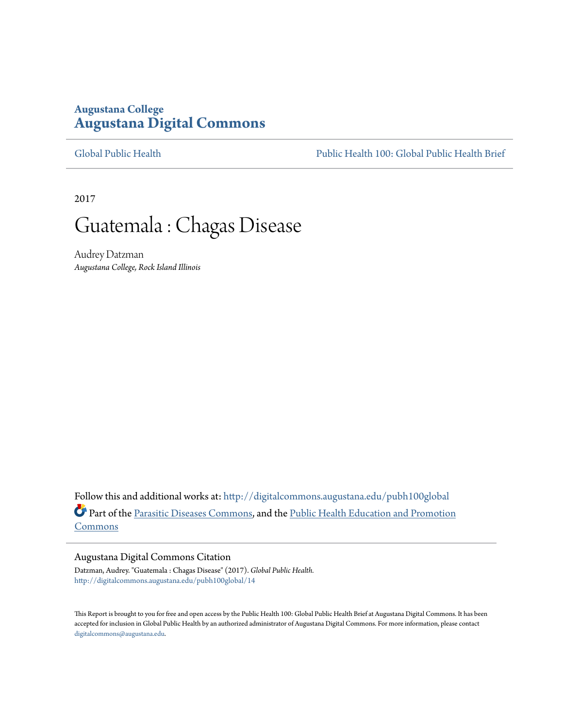Augustana College
**Augustana Digital Commons**

Global Public Health | Public Health 100: Global Public Health Brief

2017

# Guatemala : Chagas Disease

Audrey Datzman
*Augustana College, Rock Island Illinois*

Follow this and additional works at: http://digitalcommons.augustana.edu/pubh100global

Part of the Parasitic Diseases Commons, and the Public Health Education and Promotion Commons

## Augustana Digital Commons Citation

Datzman, Audrey. "Guatemala : Chagas Disease" (2017). *Global Public Health.*
http://digitalcommons.augustana.edu/pubh100global/14

This Report is brought to you for free and open access by the Public Health 100: Global Public Health Brief at Augustana Digital Commons. It has been accepted for inclusion in Global Public Health by an authorized administrator of Augustana Digital Commons. For more information, please contact digitalcommons@augustana.edu.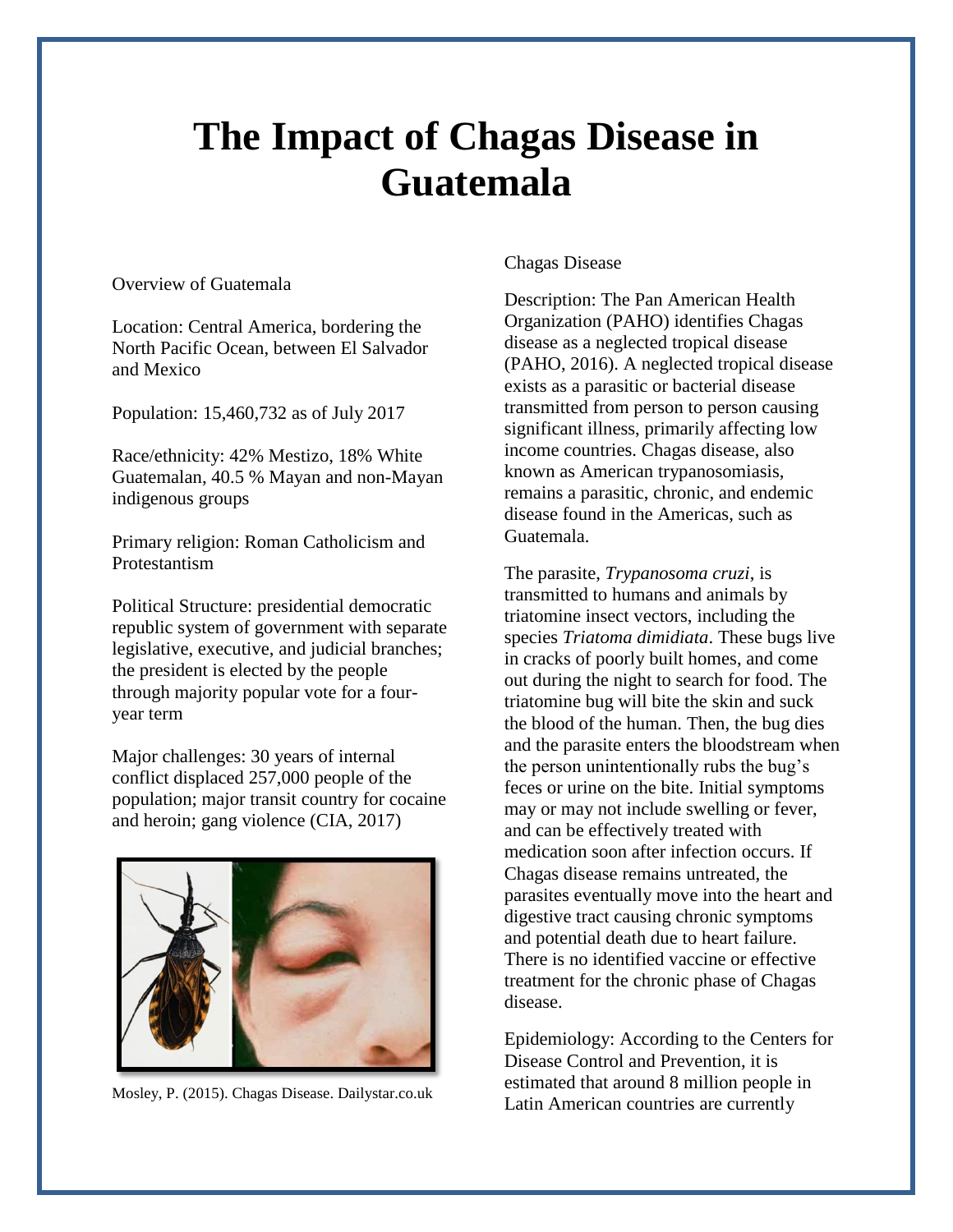# The Impact of Chagas Disease in Guatemala

Overview of Guatemala

Location: Central America, bordering the North Pacific Ocean, between El Salvador and Mexico

Population: 15,460,732 as of July 2017

Race/ethnicity: 42% Mestizo, 18% White Guatemalan, 40.5 % Mayan and non-Mayan indigenous groups

Primary religion: Roman Catholicism and Protestantism

Political Structure: presidential democratic republic system of government with separate legislative, executive, and judicial branches; the president is elected by the people through majority popular vote for a four-year term

Major challenges: 30 years of internal conflict displaced 257,000 people of the population; major transit country for cocaine and heroin; gang violence (CIA, 2017)

Mosley, P. (2015). Chagas Disease. Dailystar.co.uk

Chagas Disease

Description: The Pan American Health Organization (PAHO) identifies Chagas disease as a neglected tropical disease (PAHO, 2016). A neglected tropical disease exists as a parasitic or bacterial disease transmitted from person to person causing significant illness, primarily affecting low income countries. Chagas disease, also known as American trypanosomiasis, remains a parasitic, chronic, and endemic disease found in the Americas, such as Guatemala.

The parasite, *Trypanosoma cruzi*, is transmitted to humans and animals by triatomine insect vectors, including the species *Triatoma dimidiata*. These bugs live in cracks of poorly built homes, and come out during the night to search for food. The triatomine bug will bite the skin and suck the blood of the human. Then, the bug dies and the parasite enters the bloodstream when the person unintentionally rubs the bug's feces or urine on the bite. Initial symptoms may or may not include swelling or fever, and can be effectively treated with medication soon after infection occurs. If Chagas disease remains untreated, the parasites eventually move into the heart and digestive tract causing chronic symptoms and potential death due to heart failure. There is no identified vaccine or effective treatment for the chronic phase of Chagas disease.

Epidemiology: According to the Centers for Disease Control and Prevention, it is estimated that around 8 million people in Latin American countries are currently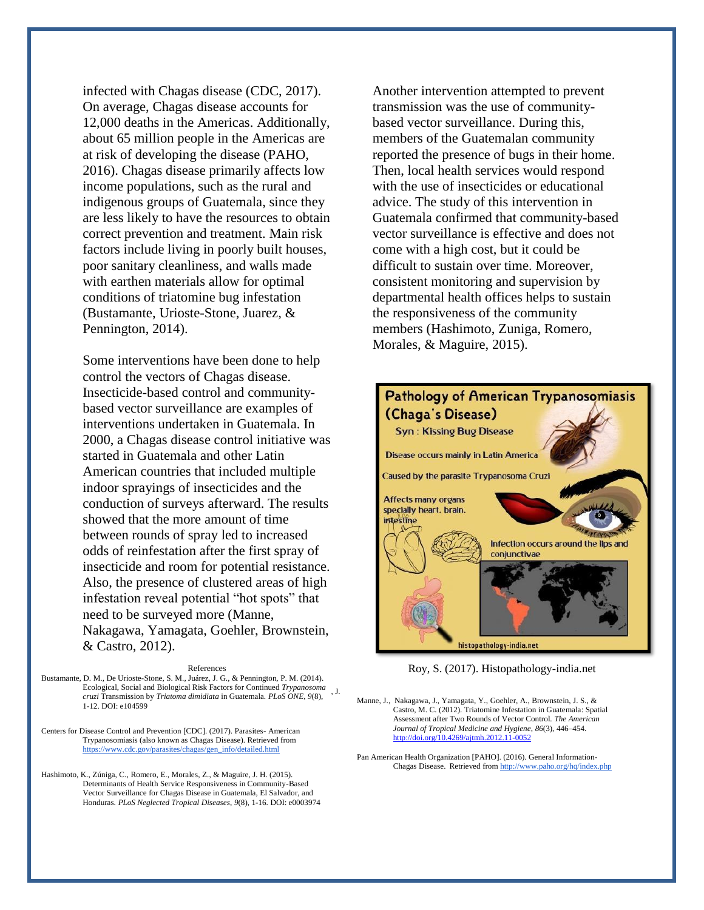infected with Chagas disease (CDC, 2017). On average, Chagas disease accounts for 12,000 deaths in the Americas. Additionally, about 65 million people in the Americas are at risk of developing the disease (PAHO, 2016). Chagas disease primarily affects low income populations, such as the rural and indigenous groups of Guatemala, since they are less likely to have the resources to obtain correct prevention and treatment. Main risk factors include living in poorly built houses, poor sanitary cleanliness, and walls made with earthen materials allow for optimal conditions of triatomine bug infestation (Bustamante, Urioste-Stone, Juarez, & Pennington, 2014).

Some interventions have been done to help control the vectors of Chagas disease. Insecticide-based control and community-based vector surveillance are examples of interventions undertaken in Guatemala. In 2000, a Chagas disease control initiative was started in Guatemala and other Latin American countries that included multiple indoor sprayings of insecticides and the conduction of surveys afterward. The results showed that the more amount of time between rounds of spray led to increased odds of reinfestation after the first spray of insecticide and room for potential resistance. Also, the presence of clustered areas of high infestation reveal potential "hot spots" that need to be surveyed more (Manne, Nakagawa, Yamagata, Goehler, Brownstein, & Castro, 2012).

Another intervention attempted to prevent transmission was the use of community-based vector surveillance. During this, members of the Guatemalan community reported the presence of bugs in their home. Then, local health services would respond with the use of insecticides or educational advice. The study of this intervention in Guatemala confirmed that community-based vector surveillance is effective and does not come with a high cost, but it could be difficult to sustain over time. Moreover, consistent monitoring and supervision by departmental health offices helps to sustain the responsiveness of the community members (Hashimoto, Zuniga, Romero, Morales, & Maguire, 2015).

Pathology of American Trypanosomiasis (Chaga's Disease)

Syn : Kissing Bug Disease

Disease occurs mainly in Latin America

Caused by the parasite Trypanosoma Cruzi

Affects many organs specially heart, brain, intestine

Infection occurs around the lips and conjunctivae

histopathology-india.net

Roy, S. (2017). Histopathology-india.net

References

Bustamante, D. M., De Urioste-Stone, S. M., Juárez, J. G., & Pennington, P. M. (2014). Ecological, Social and Biological Risk Factors for Continued *Trypanosoma cruzi* Transmission by *Triatoma dimidiata* in Guatemala. *PLoS ONE*, *9*(8), 1-12. DOI: e104599

Centers for Disease Control and Prevention [CDC]. (2017). Parasites- American Trypanosomiasis (also known as Chagas Disease). Retrieved from https://www.cdc.gov/parasites/chagas/gen_info/detailed.html

Hashimoto, K., Zúniga, C., Romero, E., Morales, Z., & Maguire, J. H. (2015). Determinants of Health Service Responsiveness in Community-Based Vector Surveillance for Chagas Disease in Guatemala, El Salvador, and Honduras. *PLoS Neglected Tropical Diseases*, *9*(8), 1-16. DOI: e0003974

Manne, J., Nakagawa, J., Yamagata, Y., Goehler, A., Brownstein, J. S., & Castro, M. C. (2012). Triatomine Infestation in Guatemala: Spatial Assessment after Two Rounds of Vector Control. *The American Journal of Tropical Medicine and Hygiene*, *86*(3), 446–454. http://doi.org/10.4269/ajtmh.2012.11-0052

Pan American Health Organization [PAHO]. (2016). General Information- Chagas Disease. Retrieved from http://www.paho.org/hq/index.php